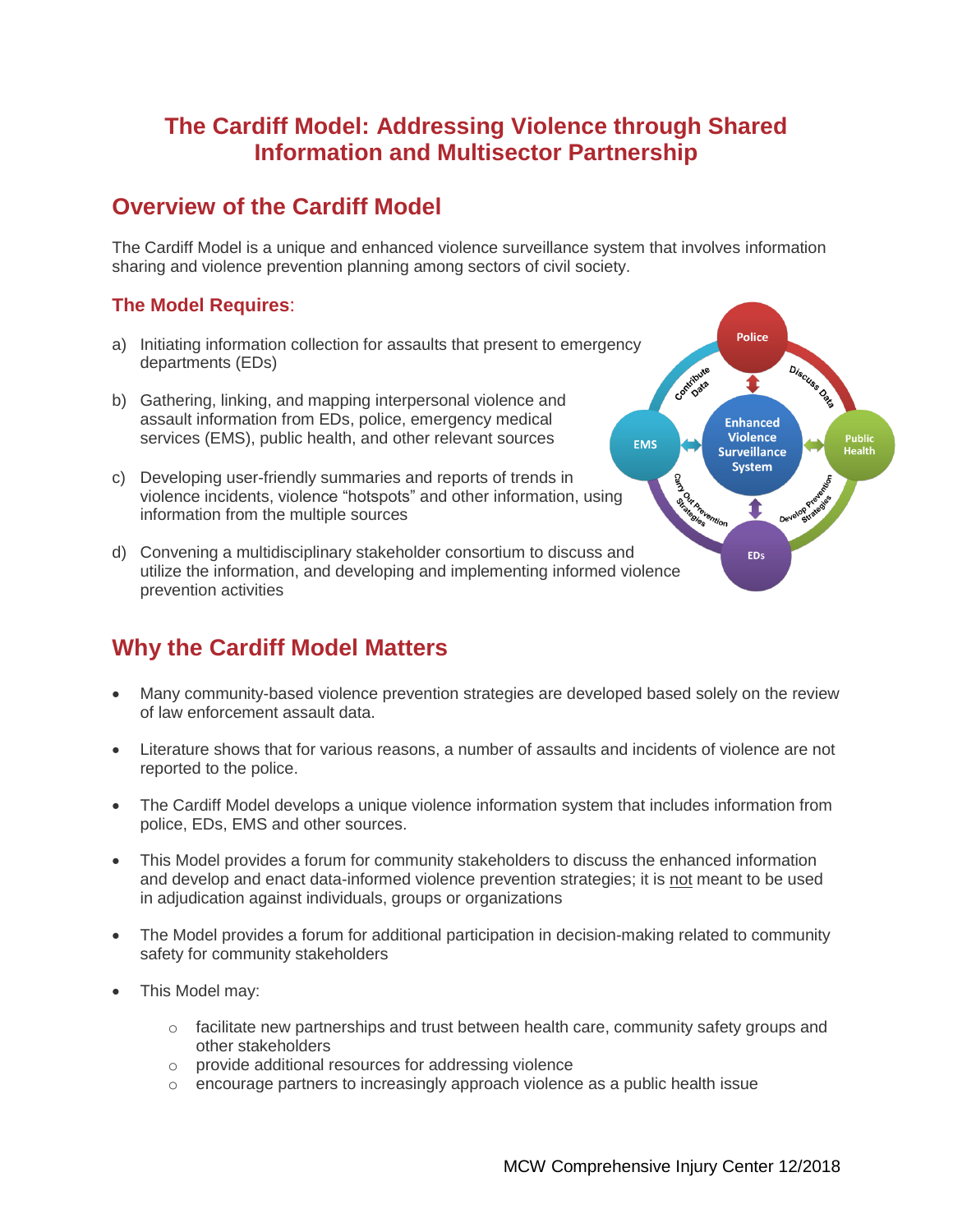# The Cardiff Model: Addressing Violence through Shared Information and Multisector Partnership

## Overview of the Cardiff Model

The Cardiff Model is a unique and enhanced violence surveillance system that involves information sharing and violence prevention planning among sectors of civil society.

### The Model Requires:

a) Initiating information collection for assaults that present to emergency departments (EDs)

b) Gathering, linking, and mapping interpersonal violence and assault information from EDs, police, emergency medical services (EMS), public health, and other relevant sources

c) Developing user-friendly summaries and reports of trends in violence incidents, violence "hotspots" and other information, using information from the multiple sources

d) Convening a multidisciplinary stakeholder consortium to discuss and utilize the information, and developing and implementing informed violence prevention activities

Police

Discuss Data

Public Health

Develop Prevention Strategies

EDs

Carry Out Prevention Strategies

EMS

Contribute Data

Enhanced Violence Surveillance System

## Why the Cardiff Model Matters

- Many community-based violence prevention strategies are developed based solely on the review of law enforcement assault data.
- Literature shows that for various reasons, a number of assaults and incidents of violence are not reported to the police.
- The Cardiff Model develops a unique violence information system that includes information from police, EDs, EMS and other sources.
- This Model provides a forum for community stakeholders to discuss the enhanced information and develop and enact data-informed violence prevention strategies; it is not meant to be used in adjudication against individuals, groups or organizations
- The Model provides a forum for additional participation in decision-making related to community safety for community stakeholders
- This Model may:
  - facilitate new partnerships and trust between health care, community safety groups and other stakeholders
  - provide additional resources for addressing violence
  - encourage partners to increasingly approach violence as a public health issue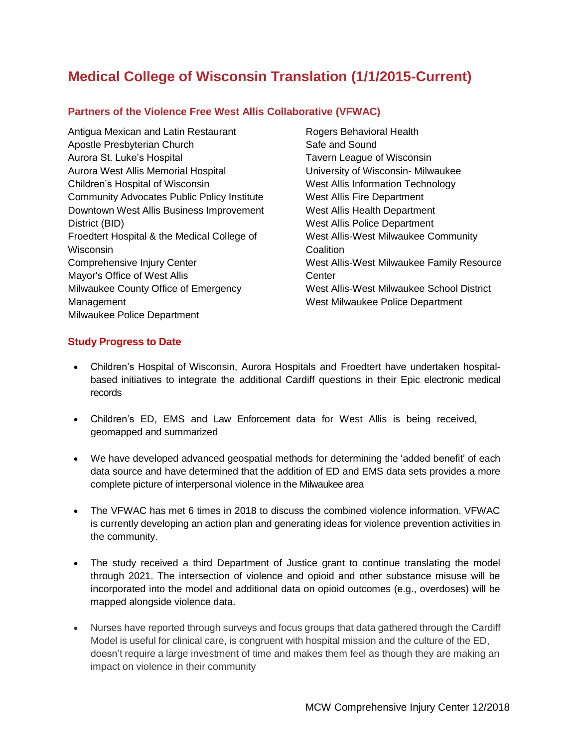# Medical College of Wisconsin Translation (1/1/2015-Current)

## Partners of the Violence Free West Allis Collaborative (VFWAC)

Antigua Mexican and Latin Restaurant
Apostle Presbyterian Church
Aurora St. Luke's Hospital
Aurora West Allis Memorial Hospital
Children's Hospital of Wisconsin
Community Advocates Public Policy Institute
Downtown West Allis Business Improvement District (BID)
Froedtert Hospital & the Medical College of Wisconsin
Comprehensive Injury Center
Mayor's Office of West Allis
Milwaukee County Office of Emergency Management
Milwaukee Police Department
Rogers Behavioral Health
Safe and Sound
Tavern League of Wisconsin
University of Wisconsin- Milwaukee
West Allis Information Technology
West Allis Fire Department
West Allis Health Department
West Allis Police Department
West Allis-West Milwaukee Community Coalition
West Allis-West Milwaukee Family Resource Center
West Allis-West Milwaukee School District
West Milwaukee Police Department

## Study Progress to Date

- Children's Hospital of Wisconsin, Aurora Hospitals and Froedtert have undertaken hospital-based initiatives to integrate the additional Cardiff questions in their Epic electronic medical records
- Children's ED, EMS and Law Enforcement data for West Allis is being received, geomapped and summarized
- We have developed advanced geospatial methods for determining the 'added benefit' of each data source and have determined that the addition of ED and EMS data sets provides a more complete picture of interpersonal violence in the Milwaukee area
- The VFWAC has met 6 times in 2018 to discuss the combined violence information. VFWAC is currently developing an action plan and generating ideas for violence prevention activities in the community.
- The study received a third Department of Justice grant to continue translating the model through 2021. The intersection of violence and opioid and other substance misuse will be incorporated into the model and additional data on opioid outcomes (e.g., overdoses) will be mapped alongside violence data.
- Nurses have reported through surveys and focus groups that data gathered through the Cardiff Model is useful for clinical care, is congruent with hospital mission and the culture of the ED, doesn't require a large investment of time and makes them feel as though they are making an impact on violence in their community

MCW Comprehensive Injury Center 12/2018